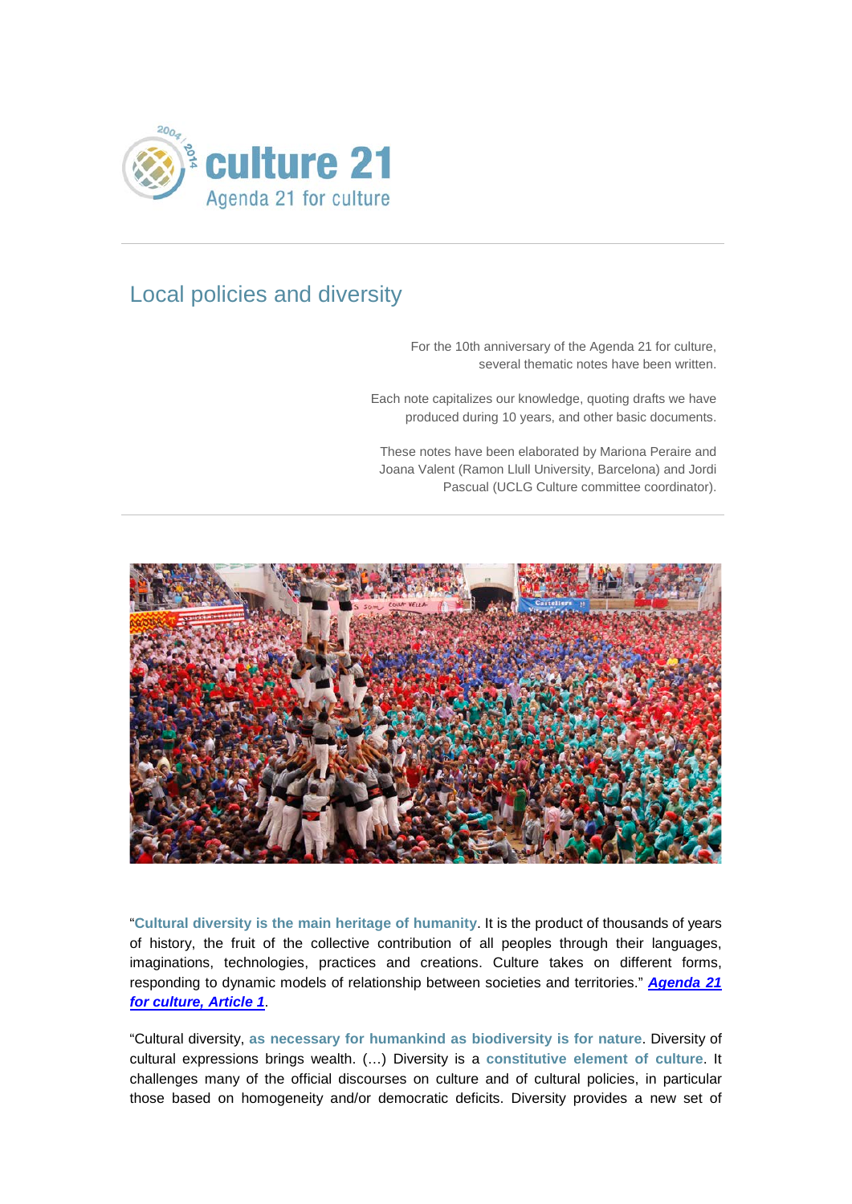culture 21
Agenda 21 for culture

# Local policies and diversity

For the 10th anniversary of the Agenda 21 for culture, several thematic notes have been written.

Each note capitalizes our knowledge, quoting drafts we have produced during 10 years, and other basic documents.

These notes have been elaborated by Mariona Peraire and Joana Valent (Ramon Llull University, Barcelona) and Jordi Pascual (UCLG Culture committee coordinator).

"**Cultural diversity is the main heritage of humanity**. It is the product of thousands of years of history, the fruit of the collective contribution of all peoples through their languages, imaginations, technologies, practices and creations. Culture takes on different forms, responding to dynamic models of relationship between societies and territories." ***Agenda 21 for culture, Article 1***.

"Cultural diversity, **as necessary for humankind as biodiversity is for nature**. Diversity of cultural expressions brings wealth. (…) Diversity is a **constitutive element of culture**. It challenges many of the official discourses on culture and of cultural policies, in particular those based on homogeneity and/or democratic deficits. Diversity provides a new set of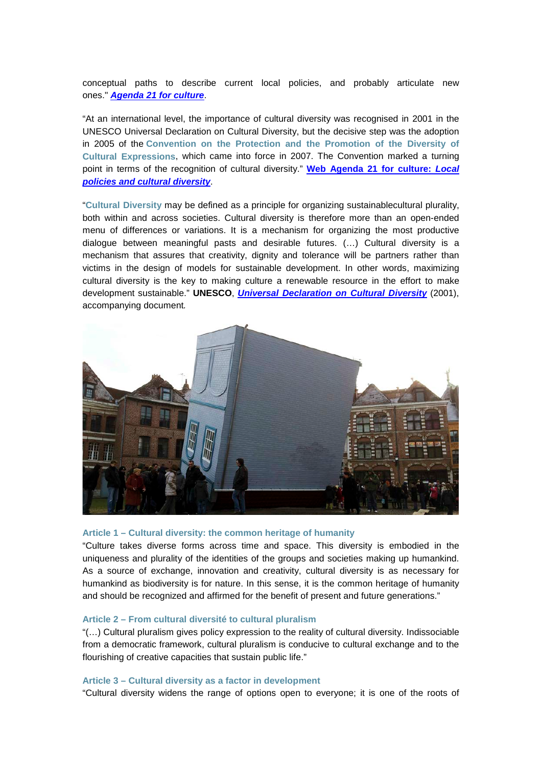conceptual paths to describe current local policies, and probably articulate new ones." ***Agenda 21 for culture***.

"At an international level, the importance of cultural diversity was recognised in 2001 in the UNESCO Universal Declaration on Cultural Diversity, but the decisive step was the adoption in 2005 of the **Convention on the Protection and the Promotion of the Diversity of Cultural Expressions**, which came into force in 2007. The Convention marked a turning point in terms of the recognition of cultural diversity." **Web Agenda 21 for culture: *Local policies and cultural diversity***.

"**Cultural Diversity** may be defined as a principle for organizing sustainablecultural plurality, both within and across societies. Cultural diversity is therefore more than an open-ended menu of differences or variations. It is a mechanism for organizing the most productive dialogue between meaningful pasts and desirable futures. (…) Cultural diversity is a mechanism that assures that creativity, dignity and tolerance will be partners rather than victims in the design of models for sustainable development. In other words, maximizing cultural diversity is the key to making culture a renewable resource in the effort to make development sustainable." **UNESCO**, ***Universal Declaration on Cultural Diversity*** (2001), accompanying document.

### Article 1 – Cultural diversity: the common heritage of humanity

"Culture takes diverse forms across time and space. This diversity is embodied in the uniqueness and plurality of the identities of the groups and societies making up humankind. As a source of exchange, innovation and creativity, cultural diversity is as necessary for humankind as biodiversity is for nature. In this sense, it is the common heritage of humanity and should be recognized and affirmed for the benefit of present and future generations."

### Article 2 – From cultural diversité to cultural pluralism

"(…) Cultural pluralism gives policy expression to the reality of cultural diversity. Indissociable from a democratic framework, cultural pluralism is conducive to cultural exchange and to the flourishing of creative capacities that sustain public life."

### Article 3 – Cultural diversity as a factor in development

"Cultural diversity widens the range of options open to everyone; it is one of the roots of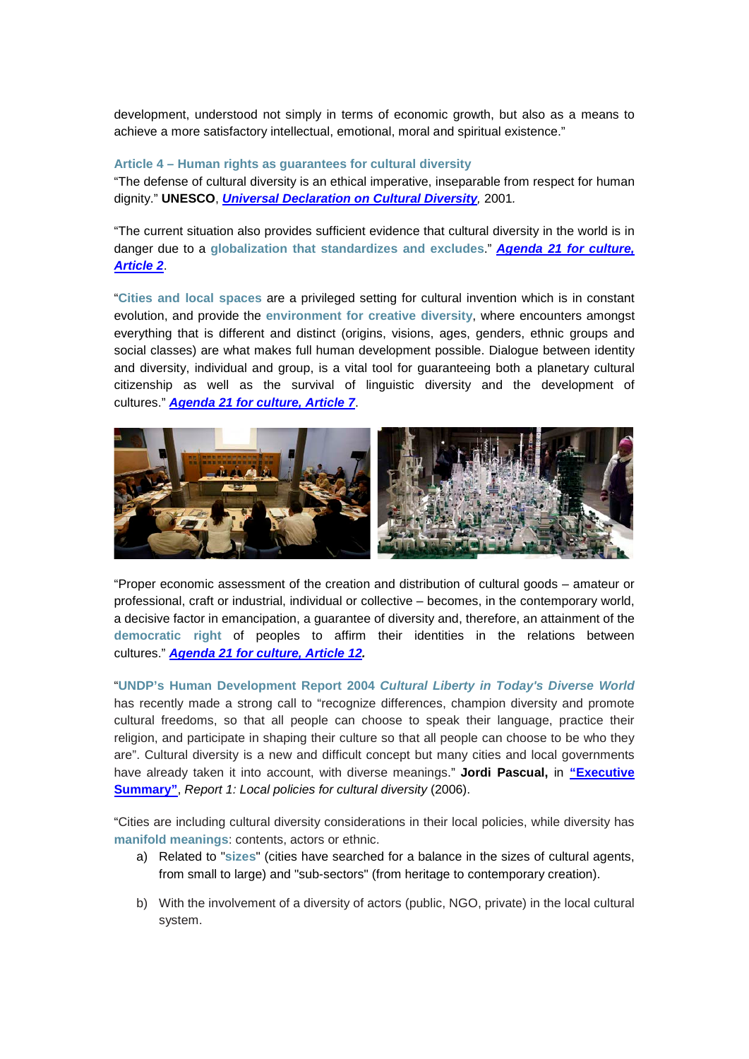development, understood not simply in terms of economic growth, but also as a means to achieve a more satisfactory intellectual, emotional, moral and spiritual existence."

**Article 4 – Human rights as guarantees for cultural diversity**

"The defense of cultural diversity is an ethical imperative, inseparable from respect for human dignity." **UNESCO**, ***Universal Declaration on Cultural Diversity***, 2001.

"The current situation also provides sufficient evidence that cultural diversity in the world is in danger due to a **globalization that standardizes and excludes**." ***Agenda 21 for culture, Article 2***.

"**Cities and local spaces** are a privileged setting for cultural invention which is in constant evolution, and provide the **environment for creative diversity**, where encounters amongst everything that is different and distinct (origins, visions, ages, genders, ethnic groups and social classes) are what makes full human development possible. Dialogue between identity and diversity, individual and group, is a vital tool for guaranteeing both a planetary cultural citizenship as well as the survival of linguistic diversity and the development of cultures." ***Agenda 21 for culture, Article 7***.

"Proper economic assessment of the creation and distribution of cultural goods – amateur or professional, craft or industrial, individual or collective – becomes, in the contemporary world, a decisive factor in emancipation, a guarantee of diversity and, therefore, an attainment of the **democratic right** of peoples to affirm their identities in the relations between cultures." ***Agenda 21 for culture, Article 12.***

"**UNDP's Human Development Report 2004** ***Cultural Liberty in Today's Diverse World*** has recently made a strong call to "recognize differences, champion diversity and promote cultural freedoms, so that all people can choose to speak their language, practice their religion, and participate in shaping their culture so that all people can choose to be who they are". Cultural diversity is a new and difficult concept but many cities and local governments have already taken it into account, with diverse meanings." **Jordi Pascual,** in **"Executive Summary"**, *Report 1: Local policies for cultural diversity* (2006).

"Cities are including cultural diversity considerations in their local policies, while diversity has **manifold meanings**: contents, actors or ethnic.

a) Related to "**sizes**" (cities have searched for a balance in the sizes of cultural agents, from small to large) and "sub-sectors" (from heritage to contemporary creation).

b) With the involvement of a diversity of actors (public, NGO, private) in the local cultural system.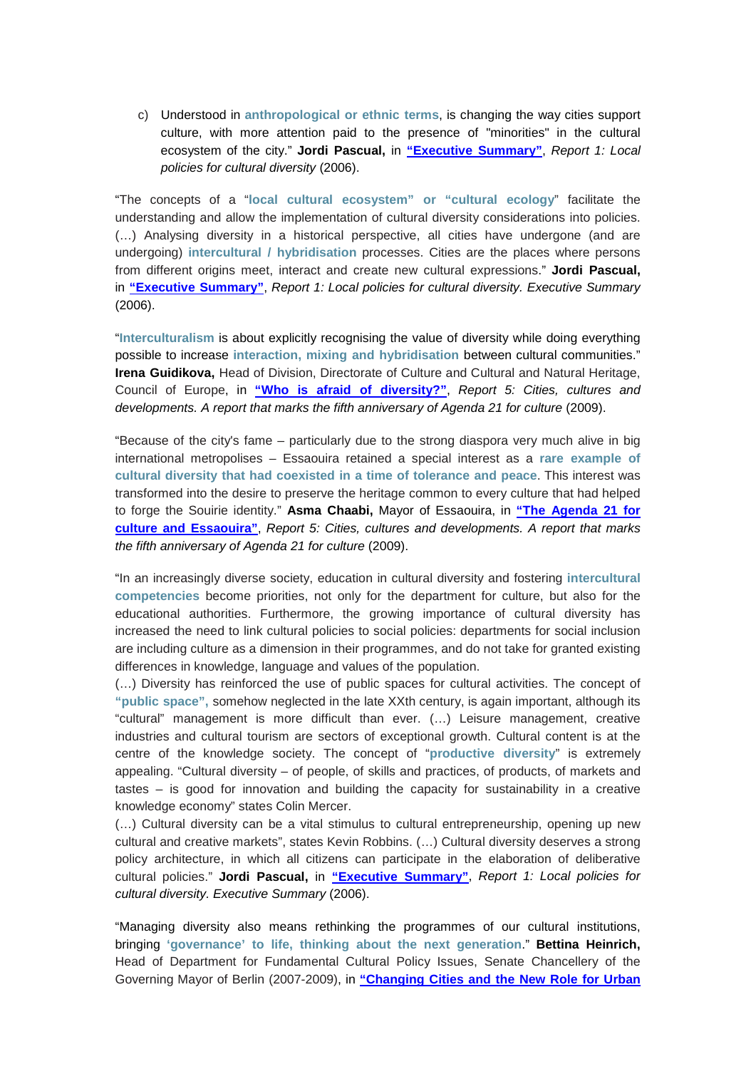c) Understood in **anthropological or ethnic terms**, is changing the way cities support culture, with more attention paid to the presence of "minorities" in the cultural ecosystem of the city." **Jordi Pascual,** in **"Executive Summary"**, *Report 1: Local policies for cultural diversity* (2006).

"The concepts of a "**local cultural ecosystem" or "cultural ecology**" facilitate the understanding and allow the implementation of cultural diversity considerations into policies. (…) Analysing diversity in a historical perspective, all cities have undergone (and are undergoing) **intercultural / hybridisation** processes. Cities are the places where persons from different origins meet, interact and create new cultural expressions." **Jordi Pascual,** in **"Executive Summary"**, *Report 1: Local policies for cultural diversity. Executive Summary* (2006).

"**Interculturalism** is about explicitly recognising the value of diversity while doing everything possible to increase **interaction, mixing and hybridisation** between cultural communities." **Irena Guidikova,** Head of Division, Directorate of Culture and Cultural and Natural Heritage, Council of Europe, in **"Who is afraid of diversity?"**, *Report 5: Cities, cultures and developments. A report that marks the fifth anniversary of Agenda 21 for culture* (2009).

"Because of the city's fame – particularly due to the strong diaspora very much alive in big international metropolises – Essaouira retained a special interest as a **rare example of cultural diversity that had coexisted in a time of tolerance and peace**. This interest was transformed into the desire to preserve the heritage common to every culture that had helped to forge the Souirie identity." **Asma Chaabi,** Mayor of Essaouira, in **"The Agenda 21 for culture and Essaouira"**, *Report 5: Cities, cultures and developments. A report that marks the fifth anniversary of Agenda 21 for culture* (2009).

"In an increasingly diverse society, education in cultural diversity and fostering **intercultural competencies** become priorities, not only for the department for culture, but also for the educational authorities. Furthermore, the growing importance of cultural diversity has increased the need to link cultural policies to social policies: departments for social inclusion are including culture as a dimension in their programmes, and do not take for granted existing differences in knowledge, language and values of the population.
(…) Diversity has reinforced the use of public spaces for cultural activities. The concept of **"public space",** somehow neglected in the late XXth century, is again important, although its "cultural" management is more difficult than ever. (…) Leisure management, creative industries and cultural tourism are sectors of exceptional growth. Cultural content is at the centre of the knowledge society. The concept of "**productive diversity**" is extremely appealing. "Cultural diversity – of people, of skills and practices, of products, of markets and tastes – is good for innovation and building the capacity for sustainability in a creative knowledge economy" states Colin Mercer.
(…) Cultural diversity can be a vital stimulus to cultural entrepreneurship, opening up new cultural and creative markets", states Kevin Robbins. (…) Cultural diversity deserves a strong policy architecture, in which all citizens can participate in the elaboration of deliberative cultural policies." **Jordi Pascual,** in **"Executive Summary"**, *Report 1: Local policies for cultural diversity. Executive Summary* (2006).

"Managing diversity also means rethinking the programmes of our cultural institutions, bringing **'governance' to life, thinking about the next generation**." **Bettina Heinrich,** Head of Department for Fundamental Cultural Policy Issues, Senate Chancellery of the Governing Mayor of Berlin (2007-2009), in **"Changing Cities and the New Role for Urban**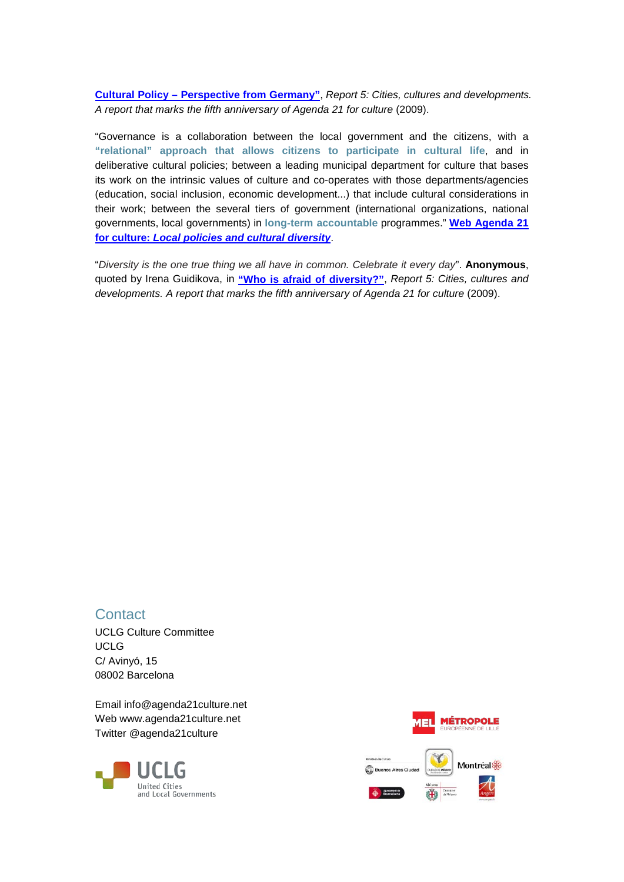Cultural Policy – Perspective from Germany", *Report 5: Cities, cultures and developments. A report that marks the fifth anniversary of Agenda 21 for culture* (2009).

"Governance is a collaboration between the local government and the citizens, with a **"relational" approach that allows citizens to participate in cultural life**, and in deliberative cultural policies; between a leading municipal department for culture that bases its work on the intrinsic values of culture and co-operates with those departments/agencies (education, social inclusion, economic development...) that include cultural considerations in their work; between the several tiers of government (international organizations, national governments, local governments) in **long-term accountable** programmes." **Web Agenda 21 for culture: *Local policies and cultural diversity***.

"*Diversity is the one true thing we all have in common. Celebrate it every day*". **Anonymous**, quoted by Irena Guidikova, in **"Who is afraid of diversity?"**, *Report 5: Cities, cultures and developments. A report that marks the fifth anniversary of Agenda 21 for culture* (2009).

## Contact

UCLG Culture Committee
UCLG
C/ Avinyó, 15
08002 Barcelona

Email info@agenda21culture.net
Web www.agenda21culture.net
Twitter @agenda21culture